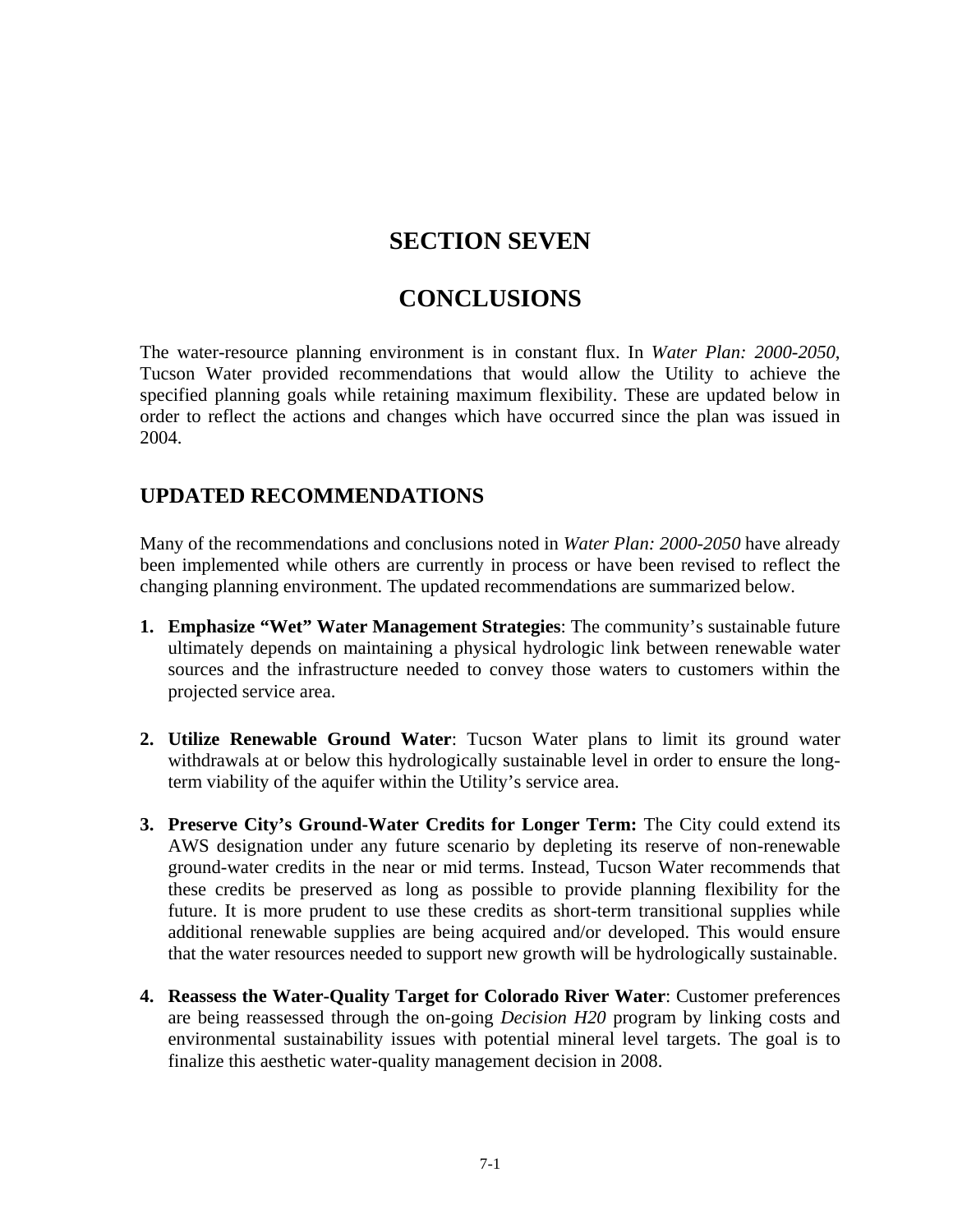# SECTION SEVEN

# CONCLUSIONS

The water-resource planning environment is in constant flux. In *Water Plan: 2000-2050*, Tucson Water provided recommendations that would allow the Utility to achieve the specified planning goals while retaining maximum flexibility. These are updated below in order to reflect the actions and changes which have occurred since the plan was issued in 2004.

## UPDATED RECOMMENDATIONS

Many of the recommendations and conclusions noted in *Water Plan: 2000-2050* have already been implemented while others are currently in process or have been revised to reflect the changing planning environment. The updated recommendations are summarized below.

1. **Emphasize "Wet" Water Management Strategies**: The community's sustainable future ultimately depends on maintaining a physical hydrologic link between renewable water sources and the infrastructure needed to convey those waters to customers within the projected service area.

2. **Utilize Renewable Ground Water**: Tucson Water plans to limit its ground water withdrawals at or below this hydrologically sustainable level in order to ensure the long-term viability of the aquifer within the Utility's service area.

3. **Preserve City's Ground-Water Credits for Longer Term:** The City could extend its AWS designation under any future scenario by depleting its reserve of non-renewable ground-water credits in the near or mid terms. Instead, Tucson Water recommends that these credits be preserved as long as possible to provide planning flexibility for the future. It is more prudent to use these credits as short-term transitional supplies while additional renewable supplies are being acquired and/or developed. This would ensure that the water resources needed to support new growth will be hydrologically sustainable.

4. **Reassess the Water-Quality Target for Colorado River Water**: Customer preferences are being reassessed through the on-going *Decision H20* program by linking costs and environmental sustainability issues with potential mineral level targets. The goal is to finalize this aesthetic water-quality management decision in 2008.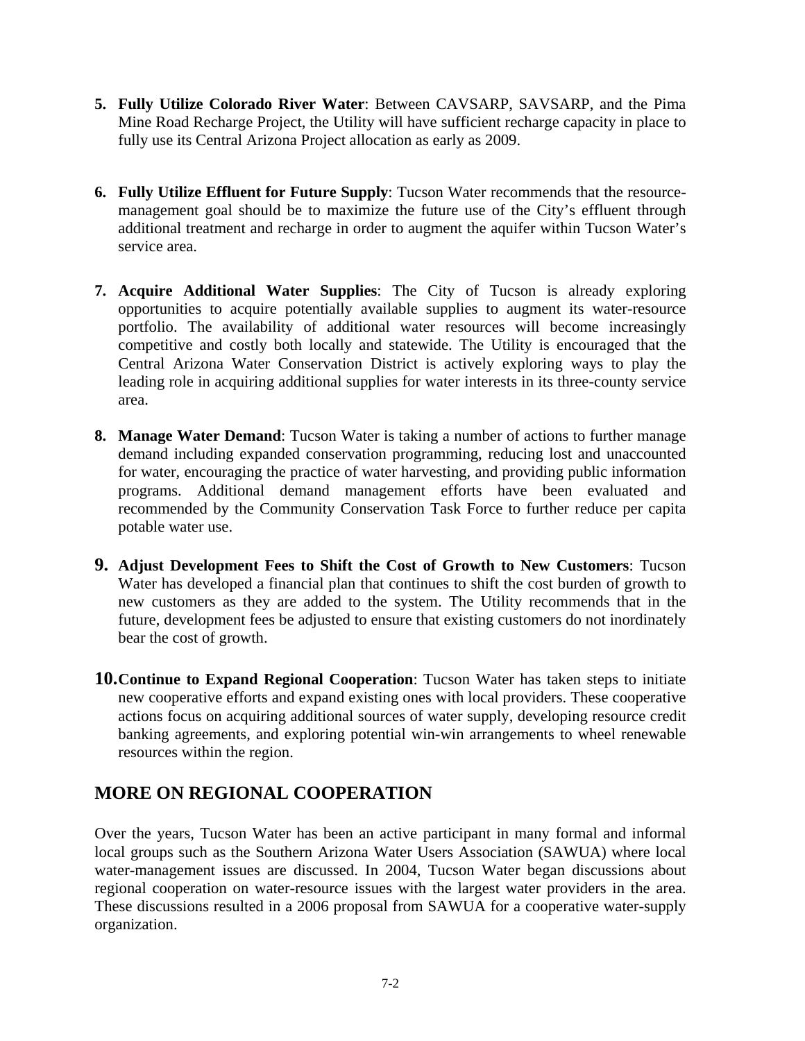5. **Fully Utilize Colorado River Water**: Between CAVSARP, SAVSARP, and the Pima Mine Road Recharge Project, the Utility will have sufficient recharge capacity in place to fully use its Central Arizona Project allocation as early as 2009.

6. **Fully Utilize Effluent for Future Supply**: Tucson Water recommends that the resource-management goal should be to maximize the future use of the City's effluent through additional treatment and recharge in order to augment the aquifer within Tucson Water's service area.

7. **Acquire Additional Water Supplies**: The City of Tucson is already exploring opportunities to acquire potentially available supplies to augment its water-resource portfolio. The availability of additional water resources will become increasingly competitive and costly both locally and statewide. The Utility is encouraged that the Central Arizona Water Conservation District is actively exploring ways to play the leading role in acquiring additional supplies for water interests in its three-county service area.

8. **Manage Water Demand**: Tucson Water is taking a number of actions to further manage demand including expanded conservation programming, reducing lost and unaccounted for water, encouraging the practice of water harvesting, and providing public information programs. Additional demand management efforts have been evaluated and recommended by the Community Conservation Task Force to further reduce per capita potable water use.

9. **Adjust Development Fees to Shift the Cost of Growth to New Customers**: Tucson Water has developed a financial plan that continues to shift the cost burden of growth to new customers as they are added to the system. The Utility recommends that in the future, development fees be adjusted to ensure that existing customers do not inordinately bear the cost of growth.

10. **Continue to Expand Regional Cooperation**: Tucson Water has taken steps to initiate new cooperative efforts and expand existing ones with local providers. These cooperative actions focus on acquiring additional sources of water supply, developing resource credit banking agreements, and exploring potential win-win arrangements to wheel renewable resources within the region.

## MORE ON REGIONAL COOPERATION

Over the years, Tucson Water has been an active participant in many formal and informal local groups such as the Southern Arizona Water Users Association (SAWUA) where local water-management issues are discussed. In 2004, Tucson Water began discussions about regional cooperation on water-resource issues with the largest water providers in the area. These discussions resulted in a 2006 proposal from SAWUA for a cooperative water-supply organization.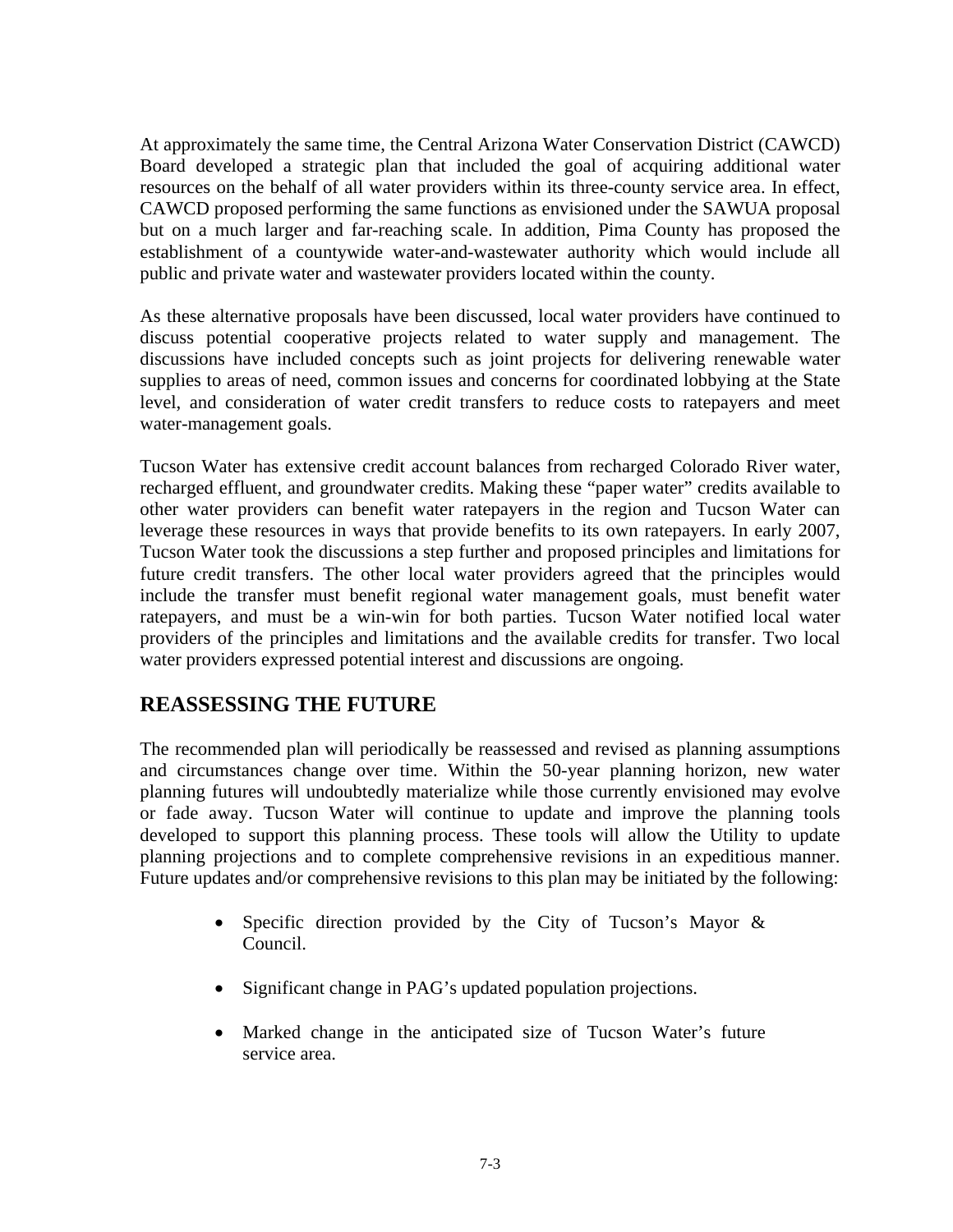At approximately the same time, the Central Arizona Water Conservation District (CAWCD) Board developed a strategic plan that included the goal of acquiring additional water resources on the behalf of all water providers within its three-county service area. In effect, CAWCD proposed performing the same functions as envisioned under the SAWUA proposal but on a much larger and far-reaching scale. In addition, Pima County has proposed the establishment of a countywide water-and-wastewater authority which would include all public and private water and wastewater providers located within the county.

As these alternative proposals have been discussed, local water providers have continued to discuss potential cooperative projects related to water supply and management. The discussions have included concepts such as joint projects for delivering renewable water supplies to areas of need, common issues and concerns for coordinated lobbying at the State level, and consideration of water credit transfers to reduce costs to ratepayers and meet water-management goals.

Tucson Water has extensive credit account balances from recharged Colorado River water, recharged effluent, and groundwater credits. Making these "paper water" credits available to other water providers can benefit water ratepayers in the region and Tucson Water can leverage these resources in ways that provide benefits to its own ratepayers. In early 2007, Tucson Water took the discussions a step further and proposed principles and limitations for future credit transfers. The other local water providers agreed that the principles would include the transfer must benefit regional water management goals, must benefit water ratepayers, and must be a win-win for both parties. Tucson Water notified local water providers of the principles and limitations and the available credits for transfer. Two local water providers expressed potential interest and discussions are ongoing.

## REASSESSING THE FUTURE

The recommended plan will periodically be reassessed and revised as planning assumptions and circumstances change over time. Within the 50-year planning horizon, new water planning futures will undoubtedly materialize while those currently envisioned may evolve or fade away. Tucson Water will continue to update and improve the planning tools developed to support this planning process. These tools will allow the Utility to update planning projections and to complete comprehensive revisions in an expeditious manner. Future updates and/or comprehensive revisions to this plan may be initiated by the following:

- Specific direction provided by the City of Tucson's Mayor & Council.
- Significant change in PAG's updated population projections.
- Marked change in the anticipated size of Tucson Water's future service area.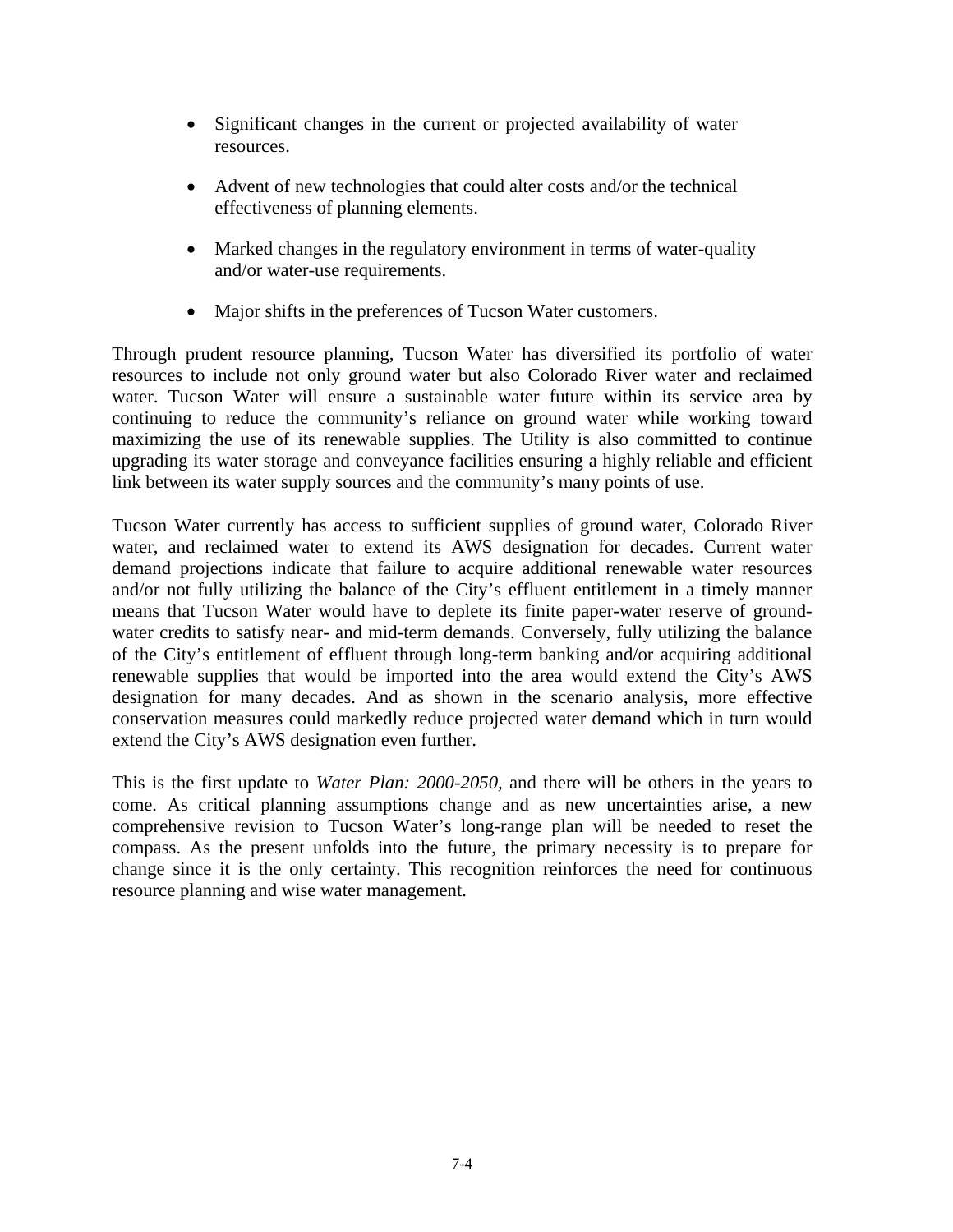- Significant changes in the current or projected availability of water resources.

- Advent of new technologies that could alter costs and/or the technical effectiveness of planning elements.

- Marked changes in the regulatory environment in terms of water-quality and/or water-use requirements.

- Major shifts in the preferences of Tucson Water customers.

Through prudent resource planning, Tucson Water has diversified its portfolio of water resources to include not only ground water but also Colorado River water and reclaimed water. Tucson Water will ensure a sustainable water future within its service area by continuing to reduce the community's reliance on ground water while working toward maximizing the use of its renewable supplies. The Utility is also committed to continue upgrading its water storage and conveyance facilities ensuring a highly reliable and efficient link between its water supply sources and the community's many points of use.

Tucson Water currently has access to sufficient supplies of ground water, Colorado River water, and reclaimed water to extend its AWS designation for decades. Current water demand projections indicate that failure to acquire additional renewable water resources and/or not fully utilizing the balance of the City's effluent entitlement in a timely manner means that Tucson Water would have to deplete its finite paper-water reserve of ground-water credits to satisfy near- and mid-term demands. Conversely, fully utilizing the balance of the City's entitlement of effluent through long-term banking and/or acquiring additional renewable supplies that would be imported into the area would extend the City's AWS designation for many decades. And as shown in the scenario analysis, more effective conservation measures could markedly reduce projected water demand which in turn would extend the City's AWS designation even further.

This is the first update to *Water Plan: 2000-2050,* and there will be others in the years to come. As critical planning assumptions change and as new uncertainties arise, a new comprehensive revision to Tucson Water's long-range plan will be needed to reset the compass. As the present unfolds into the future, the primary necessity is to prepare for change since it is the only certainty. This recognition reinforces the need for continuous resource planning and wise water management.